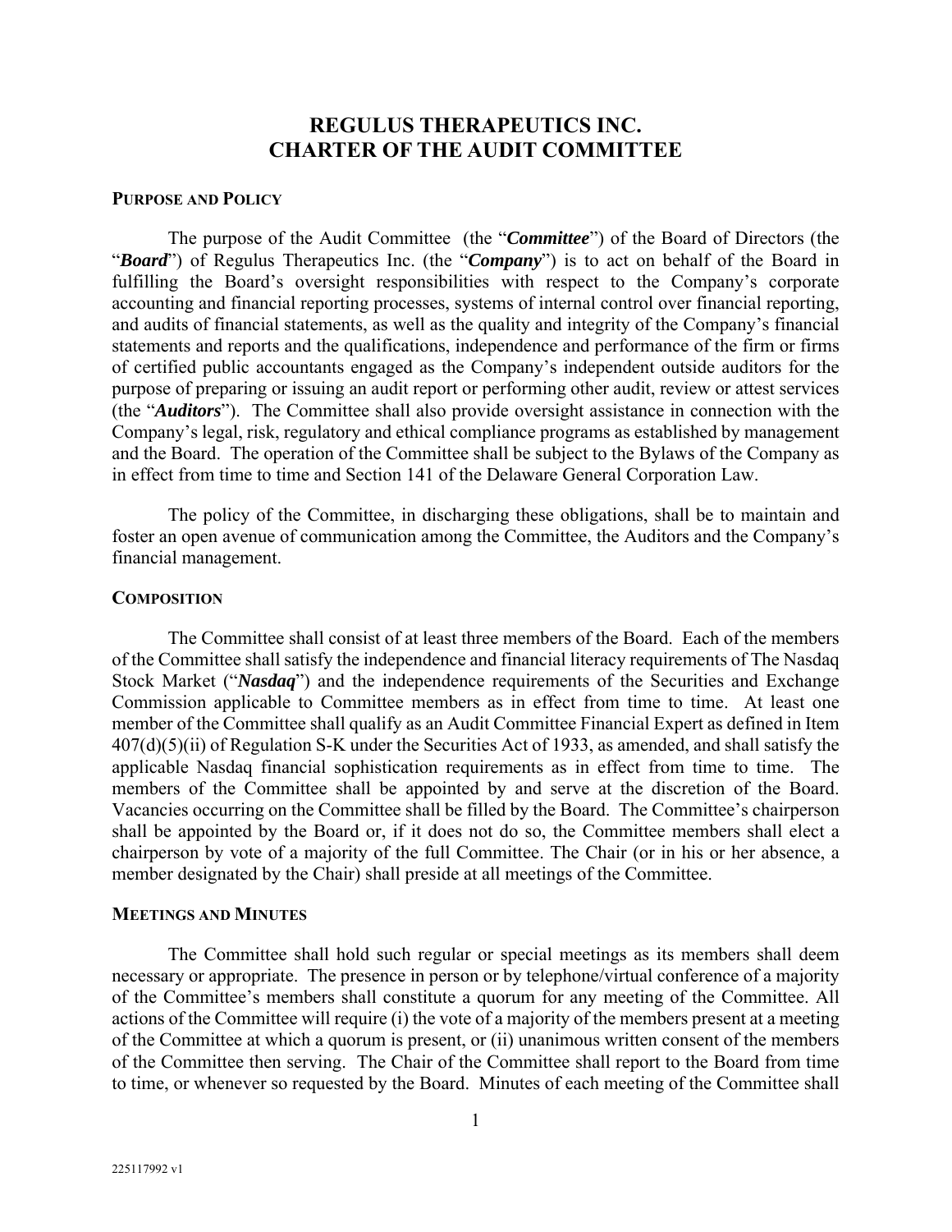# REGULUS THERAPEUTICS INC.
# CHARTER OF THE AUDIT COMMITTEE

## PURPOSE AND POLICY

The purpose of the Audit Committee (the "***Committee***") of the Board of Directors (the "***Board***") of Regulus Therapeutics Inc. (the "***Company***") is to act on behalf of the Board in fulfilling the Board's oversight responsibilities with respect to the Company's corporate accounting and financial reporting processes, systems of internal control over financial reporting, and audits of financial statements, as well as the quality and integrity of the Company's financial statements and reports and the qualifications, independence and performance of the firm or firms of certified public accountants engaged as the Company's independent outside auditors for the purpose of preparing or issuing an audit report or performing other audit, review or attest services (the "***Auditors***"). The Committee shall also provide oversight assistance in connection with the Company's legal, risk, regulatory and ethical compliance programs as established by management and the Board. The operation of the Committee shall be subject to the Bylaws of the Company as in effect from time to time and Section 141 of the Delaware General Corporation Law.

The policy of the Committee, in discharging these obligations, shall be to maintain and foster an open avenue of communication among the Committee, the Auditors and the Company's financial management.

## COMPOSITION

The Committee shall consist of at least three members of the Board. Each of the members of the Committee shall satisfy the independence and financial literacy requirements of The Nasdaq Stock Market ("***Nasdaq***") and the independence requirements of the Securities and Exchange Commission applicable to Committee members as in effect from time to time. At least one member of the Committee shall qualify as an Audit Committee Financial Expert as defined in Item 407(d)(5)(ii) of Regulation S-K under the Securities Act of 1933, as amended, and shall satisfy the applicable Nasdaq financial sophistication requirements as in effect from time to time. The members of the Committee shall be appointed by and serve at the discretion of the Board. Vacancies occurring on the Committee shall be filled by the Board. The Committee's chairperson shall be appointed by the Board or, if it does not do so, the Committee members shall elect a chairperson by vote of a majority of the full Committee. The Chair (or in his or her absence, a member designated by the Chair) shall preside at all meetings of the Committee.

## MEETINGS AND MINUTES

The Committee shall hold such regular or special meetings as its members shall deem necessary or appropriate. The presence in person or by telephone/virtual conference of a majority of the Committee's members shall constitute a quorum for any meeting of the Committee. All actions of the Committee will require (i) the vote of a majority of the members present at a meeting of the Committee at which a quorum is present, or (ii) unanimous written consent of the members of the Committee then serving. The Chair of the Committee shall report to the Board from time to time, or whenever so requested by the Board. Minutes of each meeting of the Committee shall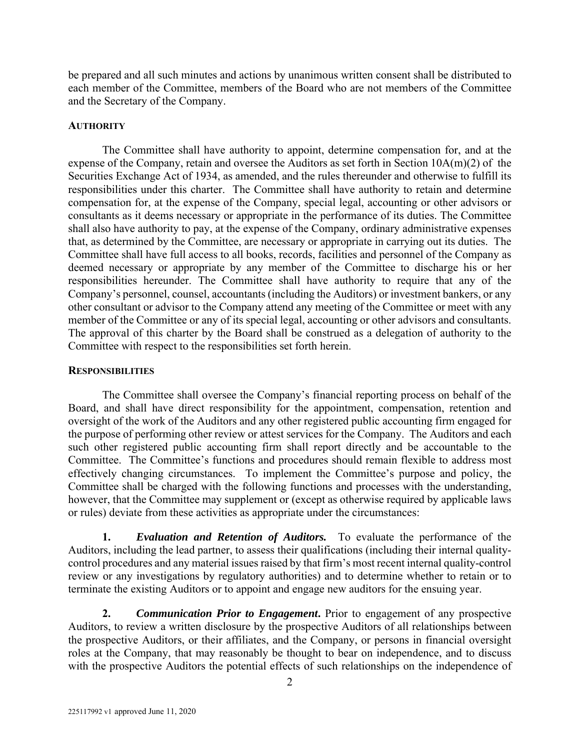be prepared and all such minutes and actions by unanimous written consent shall be distributed to each member of the Committee, members of the Board who are not members of the Committee and the Secretary of the Company.

**AUTHORITY**

The Committee shall have authority to appoint, determine compensation for, and at the expense of the Company, retain and oversee the Auditors as set forth in Section 10A(m)(2) of the Securities Exchange Act of 1934, as amended, and the rules thereunder and otherwise to fulfill its responsibilities under this charter. The Committee shall have authority to retain and determine compensation for, at the expense of the Company, special legal, accounting or other advisors or consultants as it deems necessary or appropriate in the performance of its duties. The Committee shall also have authority to pay, at the expense of the Company, ordinary administrative expenses that, as determined by the Committee, are necessary or appropriate in carrying out its duties. The Committee shall have full access to all books, records, facilities and personnel of the Company as deemed necessary or appropriate by any member of the Committee to discharge his or her responsibilities hereunder. The Committee shall have authority to require that any of the Company's personnel, counsel, accountants (including the Auditors) or investment bankers, or any other consultant or advisor to the Company attend any meeting of the Committee or meet with any member of the Committee or any of its special legal, accounting or other advisors and consultants. The approval of this charter by the Board shall be construed as a delegation of authority to the Committee with respect to the responsibilities set forth herein.

**RESPONSIBILITIES**

The Committee shall oversee the Company's financial reporting process on behalf of the Board, and shall have direct responsibility for the appointment, compensation, retention and oversight of the work of the Auditors and any other registered public accounting firm engaged for the purpose of performing other review or attest services for the Company. The Auditors and each such other registered public accounting firm shall report directly and be accountable to the Committee. The Committee's functions and procedures should remain flexible to address most effectively changing circumstances. To implement the Committee's purpose and policy, the Committee shall be charged with the following functions and processes with the understanding, however, that the Committee may supplement or (except as otherwise required by applicable laws or rules) deviate from these activities as appropriate under the circumstances:

**1.** ***Evaluation and Retention of Auditors.*** To evaluate the performance of the Auditors, including the lead partner, to assess their qualifications (including their internal quality-control procedures and any material issues raised by that firm's most recent internal quality-control review or any investigations by regulatory authorities) and to determine whether to retain or to terminate the existing Auditors or to appoint and engage new auditors for the ensuing year.

**2.** ***Communication Prior to Engagement*****.** Prior to engagement of any prospective Auditors, to review a written disclosure by the prospective Auditors of all relationships between the prospective Auditors, or their affiliates, and the Company, or persons in financial oversight roles at the Company, that may reasonably be thought to bear on independence, and to discuss with the prospective Auditors the potential effects of such relationships on the independence of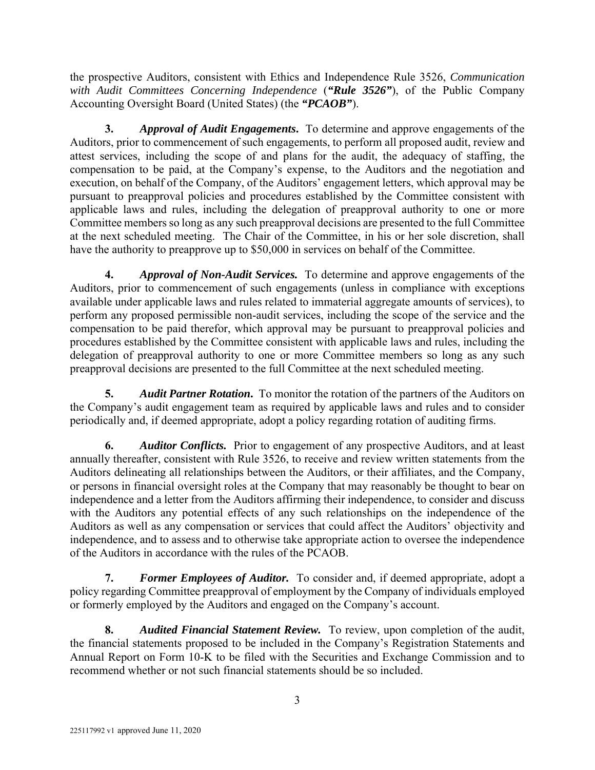the prospective Auditors, consistent with Ethics and Independence Rule 3526, *Communication with Audit Committees Concerning Independence* (***"Rule 3526"***), of the Public Company Accounting Oversight Board (United States) (the ***"PCAOB"***).

**3.** ***Approval of Audit Engagements.*** To determine and approve engagements of the Auditors, prior to commencement of such engagements, to perform all proposed audit, review and attest services, including the scope of and plans for the audit, the adequacy of staffing, the compensation to be paid, at the Company's expense, to the Auditors and the negotiation and execution, on behalf of the Company, of the Auditors' engagement letters, which approval may be pursuant to preapproval policies and procedures established by the Committee consistent with applicable laws and rules, including the delegation of preapproval authority to one or more Committee members so long as any such preapproval decisions are presented to the full Committee at the next scheduled meeting. The Chair of the Committee, in his or her sole discretion, shall have the authority to preapprove up to $50,000 in services on behalf of the Committee.

**4.** ***Approval of Non-Audit Services.*** To determine and approve engagements of the Auditors, prior to commencement of such engagements (unless in compliance with exceptions available under applicable laws and rules related to immaterial aggregate amounts of services), to perform any proposed permissible non-audit services, including the scope of the service and the compensation to be paid therefor, which approval may be pursuant to preapproval policies and procedures established by the Committee consistent with applicable laws and rules, including the delegation of preapproval authority to one or more Committee members so long as any such preapproval decisions are presented to the full Committee at the next scheduled meeting.

**5.** ***Audit Partner Rotation.*** To monitor the rotation of the partners of the Auditors on the Company's audit engagement team as required by applicable laws and rules and to consider periodically and, if deemed appropriate, adopt a policy regarding rotation of auditing firms.

**6.** ***Auditor Conflicts.*** Prior to engagement of any prospective Auditors, and at least annually thereafter, consistent with Rule 3526, to receive and review written statements from the Auditors delineating all relationships between the Auditors, or their affiliates, and the Company, or persons in financial oversight roles at the Company that may reasonably be thought to bear on independence and a letter from the Auditors affirming their independence, to consider and discuss with the Auditors any potential effects of any such relationships on the independence of the Auditors as well as any compensation or services that could affect the Auditors' objectivity and independence, and to assess and to otherwise take appropriate action to oversee the independence of the Auditors in accordance with the rules of the PCAOB.

**7.** ***Former Employees of Auditor.*** To consider and, if deemed appropriate, adopt a policy regarding Committee preapproval of employment by the Company of individuals employed or formerly employed by the Auditors and engaged on the Company's account.

**8.** ***Audited Financial Statement Review.*** To review, upon completion of the audit, the financial statements proposed to be included in the Company's Registration Statements and Annual Report on Form 10-K to be filed with the Securities and Exchange Commission and to recommend whether or not such financial statements should be so included.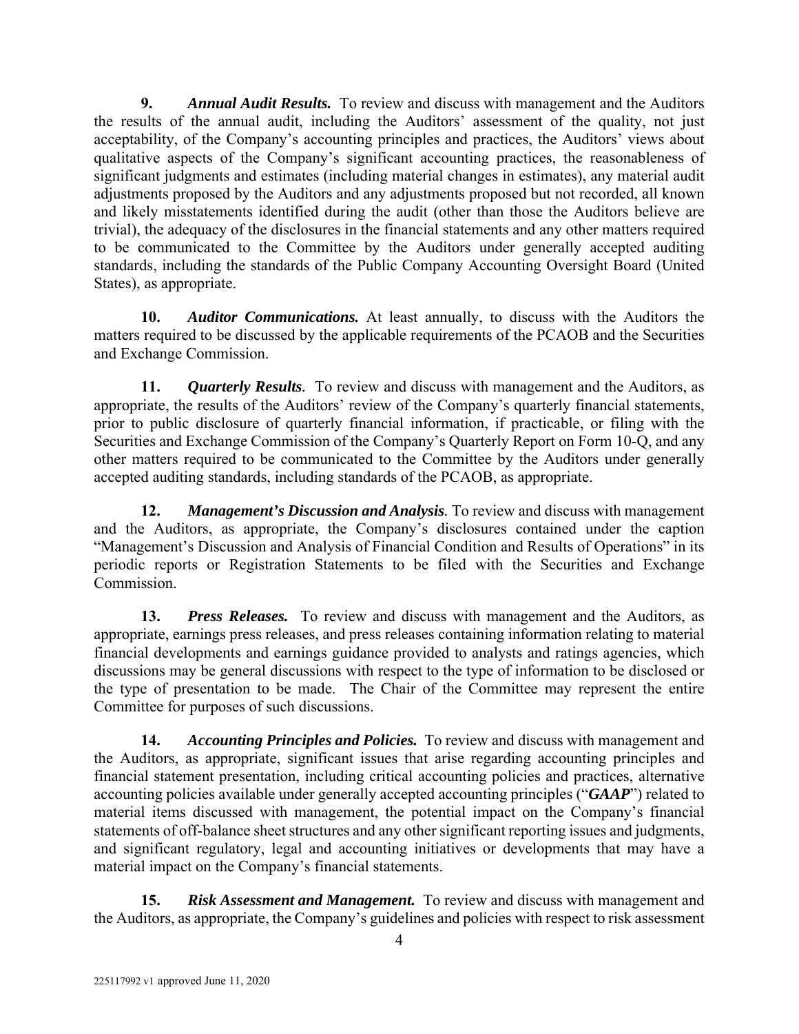**9.** ***Annual Audit Results.*** To review and discuss with management and the Auditors the results of the annual audit, including the Auditors' assessment of the quality, not just acceptability, of the Company's accounting principles and practices, the Auditors' views about qualitative aspects of the Company's significant accounting practices, the reasonableness of significant judgments and estimates (including material changes in estimates), any material audit adjustments proposed by the Auditors and any adjustments proposed but not recorded, all known and likely misstatements identified during the audit (other than those the Auditors believe are trivial), the adequacy of the disclosures in the financial statements and any other matters required to be communicated to the Committee by the Auditors under generally accepted auditing standards, including the standards of the Public Company Accounting Oversight Board (United States), as appropriate.

**10.** ***Auditor Communications.*** At least annually, to discuss with the Auditors the matters required to be discussed by the applicable requirements of the PCAOB and the Securities and Exchange Commission.

**11.** ***Quarterly Results*.** To review and discuss with management and the Auditors, as appropriate, the results of the Auditors' review of the Company's quarterly financial statements, prior to public disclosure of quarterly financial information, if practicable, or filing with the Securities and Exchange Commission of the Company's Quarterly Report on Form 10-Q, and any other matters required to be communicated to the Committee by the Auditors under generally accepted auditing standards, including standards of the PCAOB, as appropriate.

**12.** ***Management's Discussion and Analysis*.** To review and discuss with management and the Auditors, as appropriate, the Company's disclosures contained under the caption "Management's Discussion and Analysis of Financial Condition and Results of Operations" in its periodic reports or Registration Statements to be filed with the Securities and Exchange Commission.

**13.** ***Press Releases.*** To review and discuss with management and the Auditors, as appropriate, earnings press releases, and press releases containing information relating to material financial developments and earnings guidance provided to analysts and ratings agencies, which discussions may be general discussions with respect to the type of information to be disclosed or the type of presentation to be made. The Chair of the Committee may represent the entire Committee for purposes of such discussions.

**14.** ***Accounting Principles and Policies.*** To review and discuss with management and the Auditors, as appropriate, significant issues that arise regarding accounting principles and financial statement presentation, including critical accounting policies and practices, alternative accounting policies available under generally accepted accounting principles ("***GAAP***") related to material items discussed with management, the potential impact on the Company's financial statements of off-balance sheet structures and any other significant reporting issues and judgments, and significant regulatory, legal and accounting initiatives or developments that may have a material impact on the Company's financial statements.

**15.** ***Risk Assessment and Management.*** To review and discuss with management and the Auditors, as appropriate, the Company's guidelines and policies with respect to risk assessment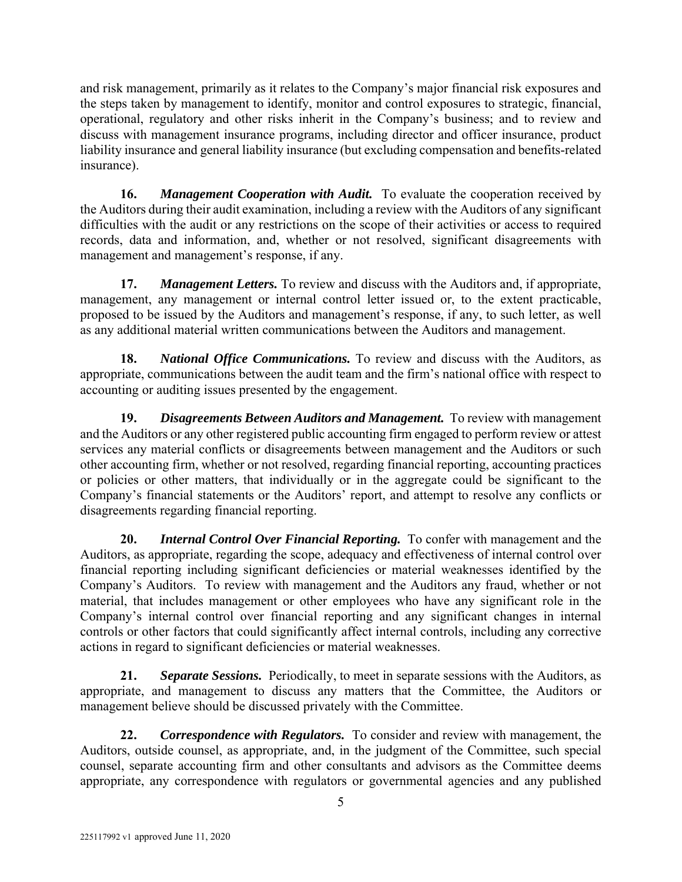and risk management, primarily as it relates to the Company's major financial risk exposures and the steps taken by management to identify, monitor and control exposures to strategic, financial, operational, regulatory and other risks inherit in the Company's business; and to review and discuss with management insurance programs, including director and officer insurance, product liability insurance and general liability insurance (but excluding compensation and benefits-related insurance).

**16.** ***Management Cooperation with Audit.*** To evaluate the cooperation received by the Auditors during their audit examination, including a review with the Auditors of any significant difficulties with the audit or any restrictions on the scope of their activities or access to required records, data and information, and, whether or not resolved, significant disagreements with management and management's response, if any.

**17.** ***Management Letters.*** To review and discuss with the Auditors and, if appropriate, management, any management or internal control letter issued or, to the extent practicable, proposed to be issued by the Auditors and management's response, if any, to such letter, as well as any additional material written communications between the Auditors and management.

**18.** ***National Office Communications.*** To review and discuss with the Auditors, as appropriate, communications between the audit team and the firm's national office with respect to accounting or auditing issues presented by the engagement.

**19.** ***Disagreements Between Auditors and Management.*** To review with management and the Auditors or any other registered public accounting firm engaged to perform review or attest services any material conflicts or disagreements between management and the Auditors or such other accounting firm, whether or not resolved, regarding financial reporting, accounting practices or policies or other matters, that individually or in the aggregate could be significant to the Company's financial statements or the Auditors' report, and attempt to resolve any conflicts or disagreements regarding financial reporting.

**20.** ***Internal Control Over Financial Reporting.*** To confer with management and the Auditors, as appropriate, regarding the scope, adequacy and effectiveness of internal control over financial reporting including significant deficiencies or material weaknesses identified by the Company's Auditors. To review with management and the Auditors any fraud, whether or not material, that includes management or other employees who have any significant role in the Company's internal control over financial reporting and any significant changes in internal controls or other factors that could significantly affect internal controls, including any corrective actions in regard to significant deficiencies or material weaknesses.

**21.** ***Separate Sessions.*** Periodically, to meet in separate sessions with the Auditors, as appropriate, and management to discuss any matters that the Committee, the Auditors or management believe should be discussed privately with the Committee.

**22.** ***Correspondence with Regulators.*** To consider and review with management, the Auditors, outside counsel, as appropriate, and, in the judgment of the Committee, such special counsel, separate accounting firm and other consultants and advisors as the Committee deems appropriate, any correspondence with regulators or governmental agencies and any published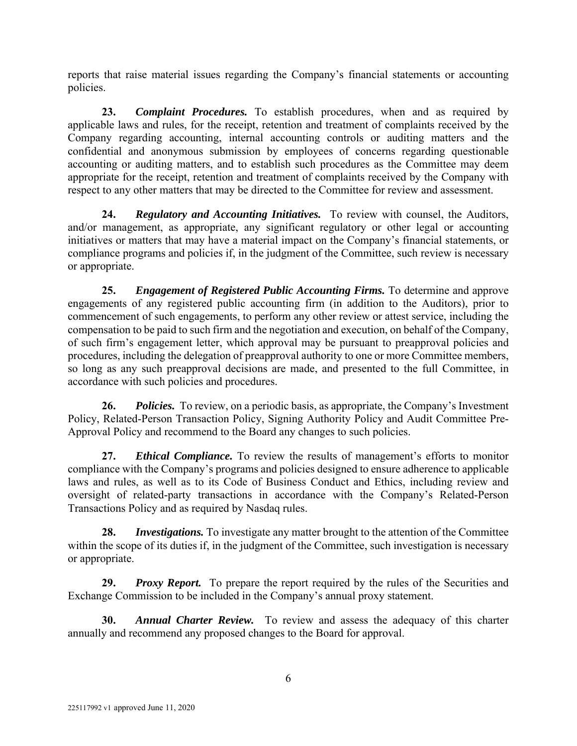reports that raise material issues regarding the Company's financial statements or accounting policies.

**23.** ***Complaint Procedures.*** To establish procedures, when and as required by applicable laws and rules, for the receipt, retention and treatment of complaints received by the Company regarding accounting, internal accounting controls or auditing matters and the confidential and anonymous submission by employees of concerns regarding questionable accounting or auditing matters, and to establish such procedures as the Committee may deem appropriate for the receipt, retention and treatment of complaints received by the Company with respect to any other matters that may be directed to the Committee for review and assessment.

**24.** ***Regulatory and Accounting Initiatives.*** To review with counsel, the Auditors, and/or management, as appropriate, any significant regulatory or other legal or accounting initiatives or matters that may have a material impact on the Company's financial statements, or compliance programs and policies if, in the judgment of the Committee, such review is necessary or appropriate.

**25.** ***Engagement of Registered Public Accounting Firms.*** To determine and approve engagements of any registered public accounting firm (in addition to the Auditors), prior to commencement of such engagements, to perform any other review or attest service, including the compensation to be paid to such firm and the negotiation and execution, on behalf of the Company, of such firm's engagement letter, which approval may be pursuant to preapproval policies and procedures, including the delegation of preapproval authority to one or more Committee members, so long as any such preapproval decisions are made, and presented to the full Committee, in accordance with such policies and procedures.

**26.** ***Policies.*** To review, on a periodic basis, as appropriate, the Company's Investment Policy, Related-Person Transaction Policy, Signing Authority Policy and Audit Committee Pre-Approval Policy and recommend to the Board any changes to such policies.

**27.** ***Ethical Compliance.*** To review the results of management's efforts to monitor compliance with the Company's programs and policies designed to ensure adherence to applicable laws and rules, as well as to its Code of Business Conduct and Ethics, including review and oversight of related-party transactions in accordance with the Company's Related-Person Transactions Policy and as required by Nasdaq rules.

**28.** ***Investigations.*** To investigate any matter brought to the attention of the Committee within the scope of its duties if, in the judgment of the Committee, such investigation is necessary or appropriate.

**29.** ***Proxy Report.*** To prepare the report required by the rules of the Securities and Exchange Commission to be included in the Company's annual proxy statement.

**30.** ***Annual Charter Review.*** To review and assess the adequacy of this charter annually and recommend any proposed changes to the Board for approval.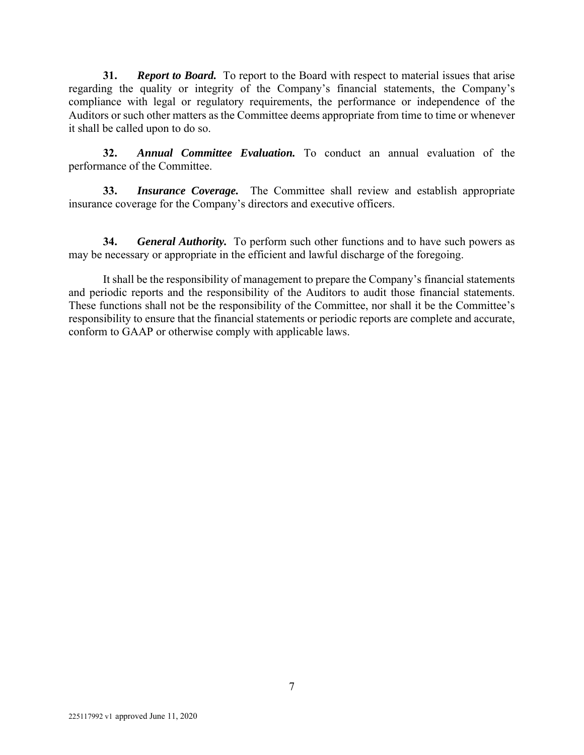**31.** ***Report to Board.*** To report to the Board with respect to material issues that arise regarding the quality or integrity of the Company's financial statements, the Company's compliance with legal or regulatory requirements, the performance or independence of the Auditors or such other matters as the Committee deems appropriate from time to time or whenever it shall be called upon to do so.

**32.** ***Annual Committee Evaluation.*** To conduct an annual evaluation of the performance of the Committee.

**33.** ***Insurance Coverage.*** The Committee shall review and establish appropriate insurance coverage for the Company's directors and executive officers.

**34.** ***General Authority.*** To perform such other functions and to have such powers as may be necessary or appropriate in the efficient and lawful discharge of the foregoing.

It shall be the responsibility of management to prepare the Company's financial statements and periodic reports and the responsibility of the Auditors to audit those financial statements. These functions shall not be the responsibility of the Committee, nor shall it be the Committee's responsibility to ensure that the financial statements or periodic reports are complete and accurate, conform to GAAP or otherwise comply with applicable laws.